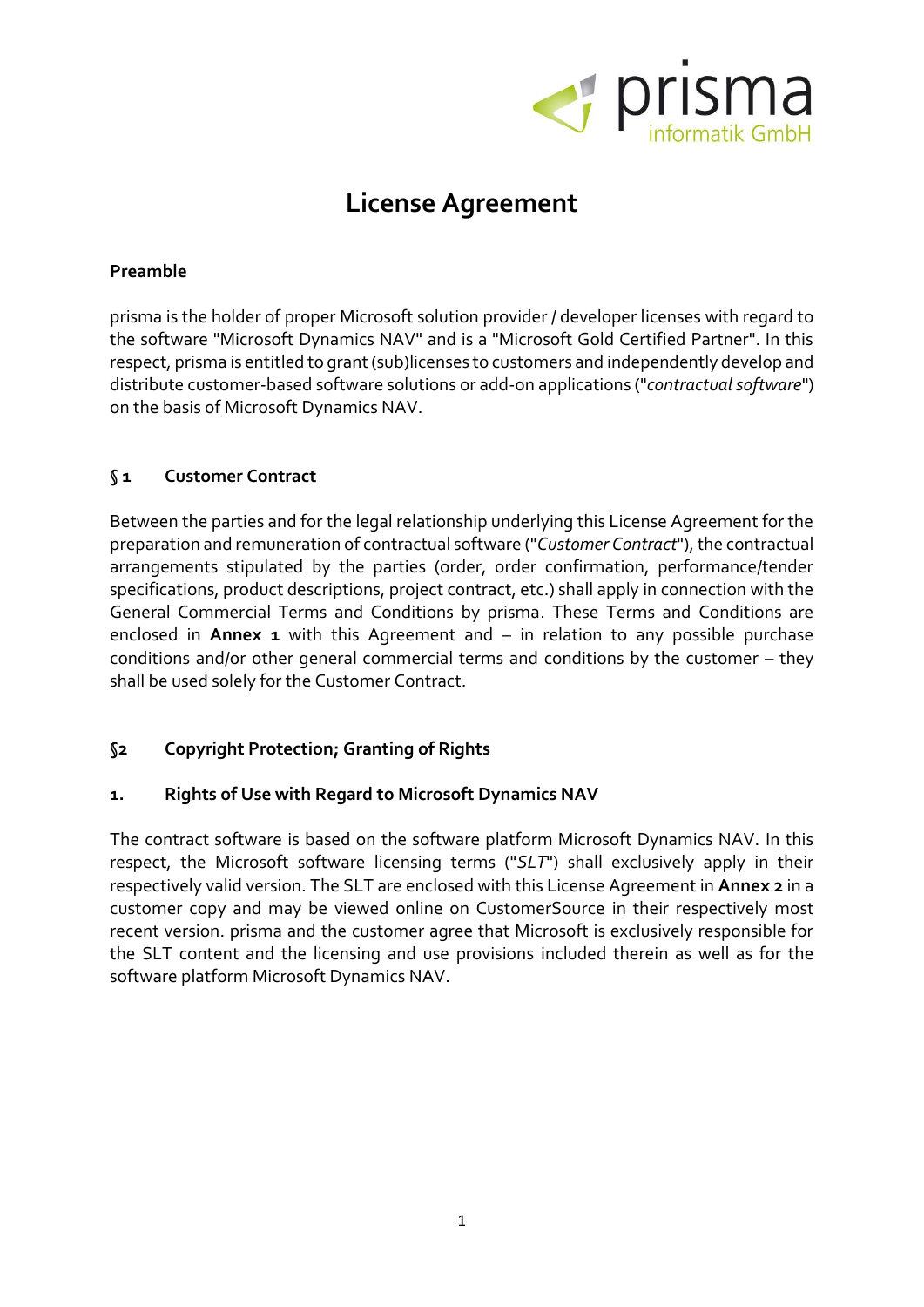# License Agreement

## Preamble

prisma is the holder of proper Microsoft solution provider / developer licenses with regard to the software "Microsoft Dynamics NAV" and is a "Microsoft Gold Certified Partner". In this respect, prisma is entitled to grant (sub)licenses to customers and independently develop and distribute customer-based software solutions or add-on applications ("*contractual software*") on the basis of Microsoft Dynamics NAV.

## § 1 Customer Contract

Between the parties and for the legal relationship underlying this License Agreement for the preparation and remuneration of contractual software ("*Customer Contract*"), the contractual arrangements stipulated by the parties (order, order confirmation, performance/tender specifications, product descriptions, project contract, etc.) shall apply in connection with the General Commercial Terms and Conditions by prisma. These Terms and Conditions are enclosed in **Annex 1** with this Agreement and – in relation to any possible purchase conditions and/or other general commercial terms and conditions by the customer – they shall be used solely for the Customer Contract.

## §2 Copyright Protection; Granting of Rights

### 1. Rights of Use with Regard to Microsoft Dynamics NAV

The contract software is based on the software platform Microsoft Dynamics NAV. In this respect, the Microsoft software licensing terms ("*SLT*") shall exclusively apply in their respectively valid version. The SLT are enclosed with this License Agreement in **Annex 2** in a customer copy and may be viewed online on CustomerSource in their respectively most recent version. prisma and the customer agree that Microsoft is exclusively responsible for the SLT content and the licensing and use provisions included therein as well as for the software platform Microsoft Dynamics NAV.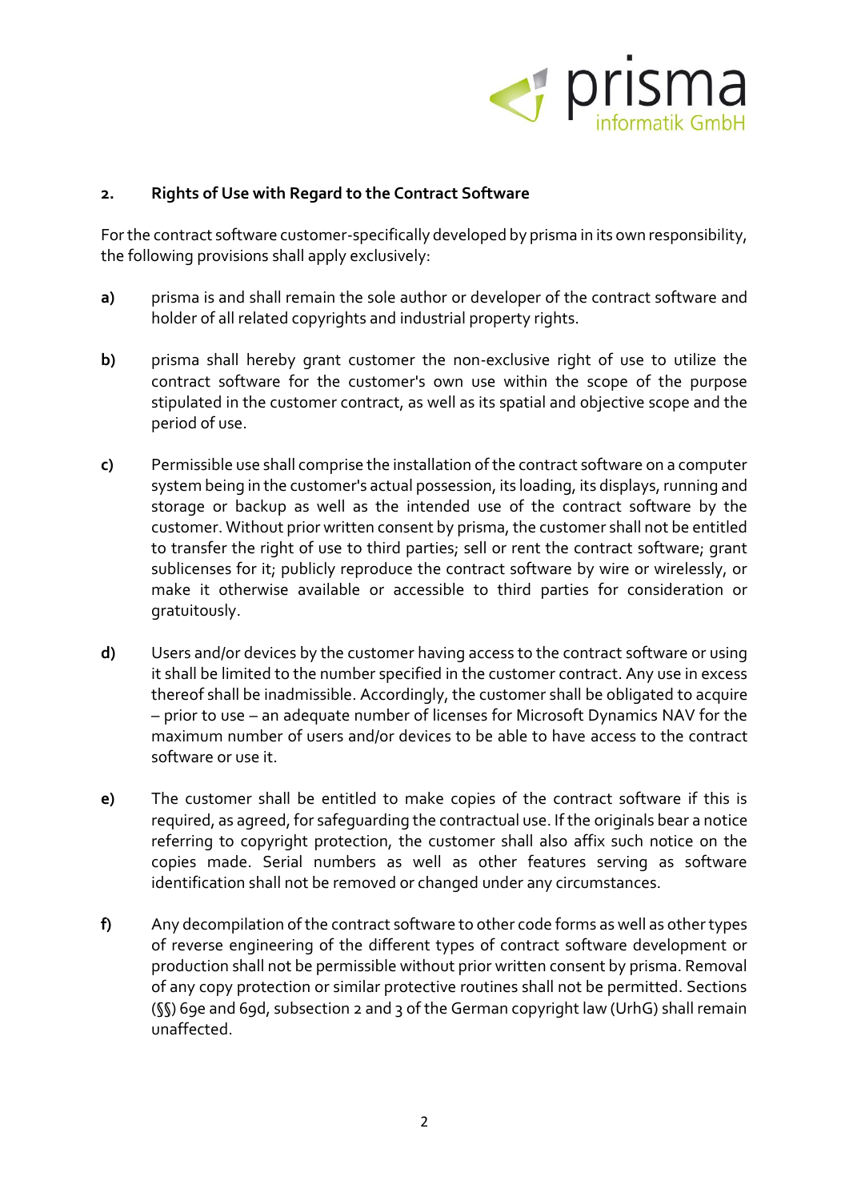## 2. Rights of Use with Regard to the Contract Software

For the contract software customer-specifically developed by prisma in its own responsibility, the following provisions shall apply exclusively:

**a)** prisma is and shall remain the sole author or developer of the contract software and holder of all related copyrights and industrial property rights.

**b)** prisma shall hereby grant customer the non-exclusive right of use to utilize the contract software for the customer's own use within the scope of the purpose stipulated in the customer contract, as well as its spatial and objective scope and the period of use.

**c)** Permissible use shall comprise the installation of the contract software on a computer system being in the customer's actual possession, its loading, its displays, running and storage or backup as well as the intended use of the contract software by the customer. Without prior written consent by prisma, the customer shall not be entitled to transfer the right of use to third parties; sell or rent the contract software; grant sublicenses for it; publicly reproduce the contract software by wire or wirelessly, or make it otherwise available or accessible to third parties for consideration or gratuitously.

**d)** Users and/or devices by the customer having access to the contract software or using it shall be limited to the number specified in the customer contract. Any use in excess thereof shall be inadmissible. Accordingly, the customer shall be obligated to acquire – prior to use – an adequate number of licenses for Microsoft Dynamics NAV for the maximum number of users and/or devices to be able to have access to the contract software or use it.

**e)** The customer shall be entitled to make copies of the contract software if this is required, as agreed, for safeguarding the contractual use. If the originals bear a notice referring to copyright protection, the customer shall also affix such notice on the copies made. Serial numbers as well as other features serving as software identification shall not be removed or changed under any circumstances.

**f)** Any decompilation of the contract software to other code forms as well as other types of reverse engineering of the different types of contract software development or production shall not be permissible without prior written consent by prisma. Removal of any copy protection or similar protective routines shall not be permitted. Sections (§§) 69e and 69d, subsection 2 and 3 of the German copyright law (UrhG) shall remain unaffected.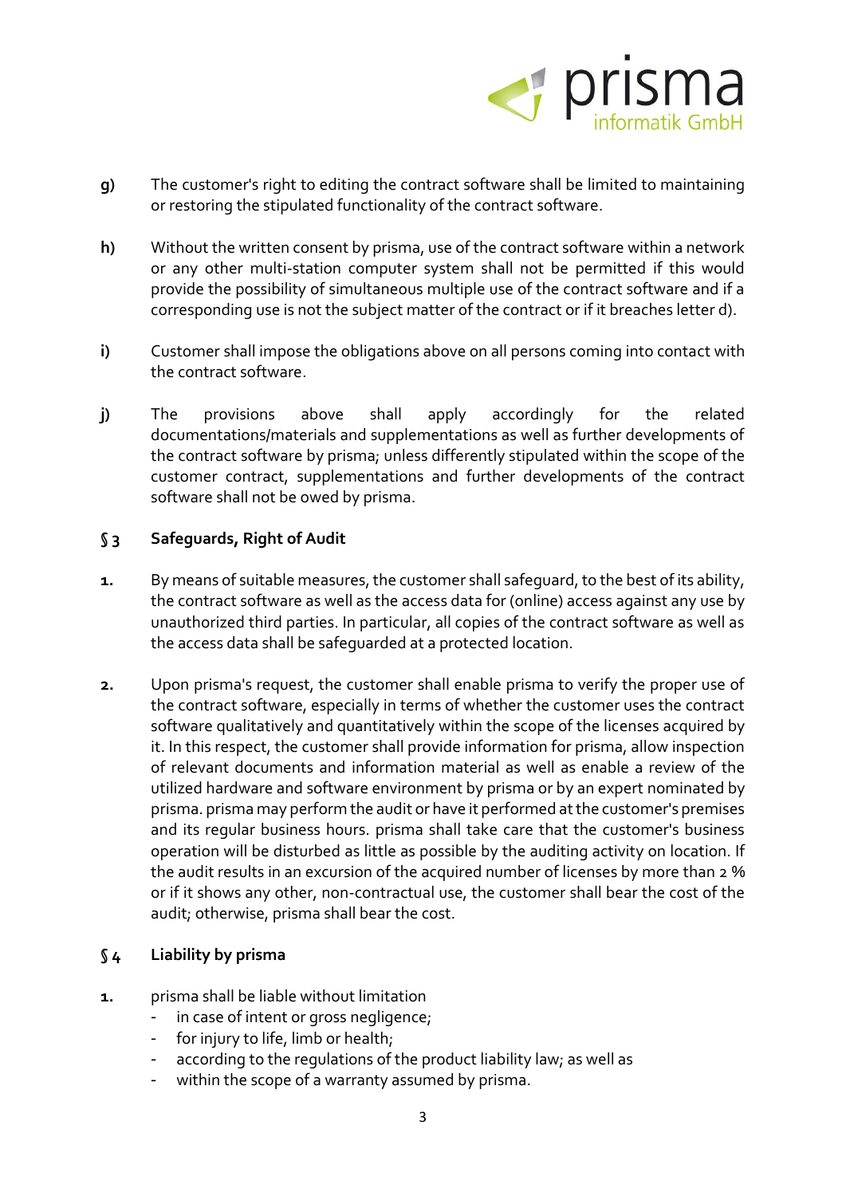**g)** The customer's right to editing the contract software shall be limited to maintaining or restoring the stipulated functionality of the contract software.

**h)** Without the written consent by prisma, use of the contract software within a network or any other multi-station computer system shall not be permitted if this would provide the possibility of simultaneous multiple use of the contract software and if a corresponding use is not the subject matter of the contract or if it breaches letter d).

**i)** Customer shall impose the obligations above on all persons coming into contact with the contract software.

**j)** The provisions above shall apply accordingly for the related documentations/materials and supplementations as well as further developments of the contract software by prisma; unless differently stipulated within the scope of the customer contract, supplementations and further developments of the contract software shall not be owed by prisma.

## § 3 Safeguards, Right of Audit

**1.** By means of suitable measures, the customer shall safeguard, to the best of its ability, the contract software as well as the access data for (online) access against any use by unauthorized third parties. In particular, all copies of the contract software as well as the access data shall be safeguarded at a protected location.

**2.** Upon prisma's request, the customer shall enable prisma to verify the proper use of the contract software, especially in terms of whether the customer uses the contract software qualitatively and quantitatively within the scope of the licenses acquired by it. In this respect, the customer shall provide information for prisma, allow inspection of relevant documents and information material as well as enable a review of the utilized hardware and software environment by prisma or by an expert nominated by prisma. prisma may perform the audit or have it performed at the customer's premises and its regular business hours. prisma shall take care that the customer's business operation will be disturbed as little as possible by the auditing activity on location. If the audit results in an excursion of the acquired number of licenses by more than 2 % or if it shows any other, non-contractual use, the customer shall bear the cost of the audit; otherwise, prisma shall bear the cost.

## § 4 Liability by prisma

**1.** prisma shall be liable without limitation

- in case of intent or gross negligence;
- for injury to life, limb or health;
- according to the regulations of the product liability law; as well as
- within the scope of a warranty assumed by prisma.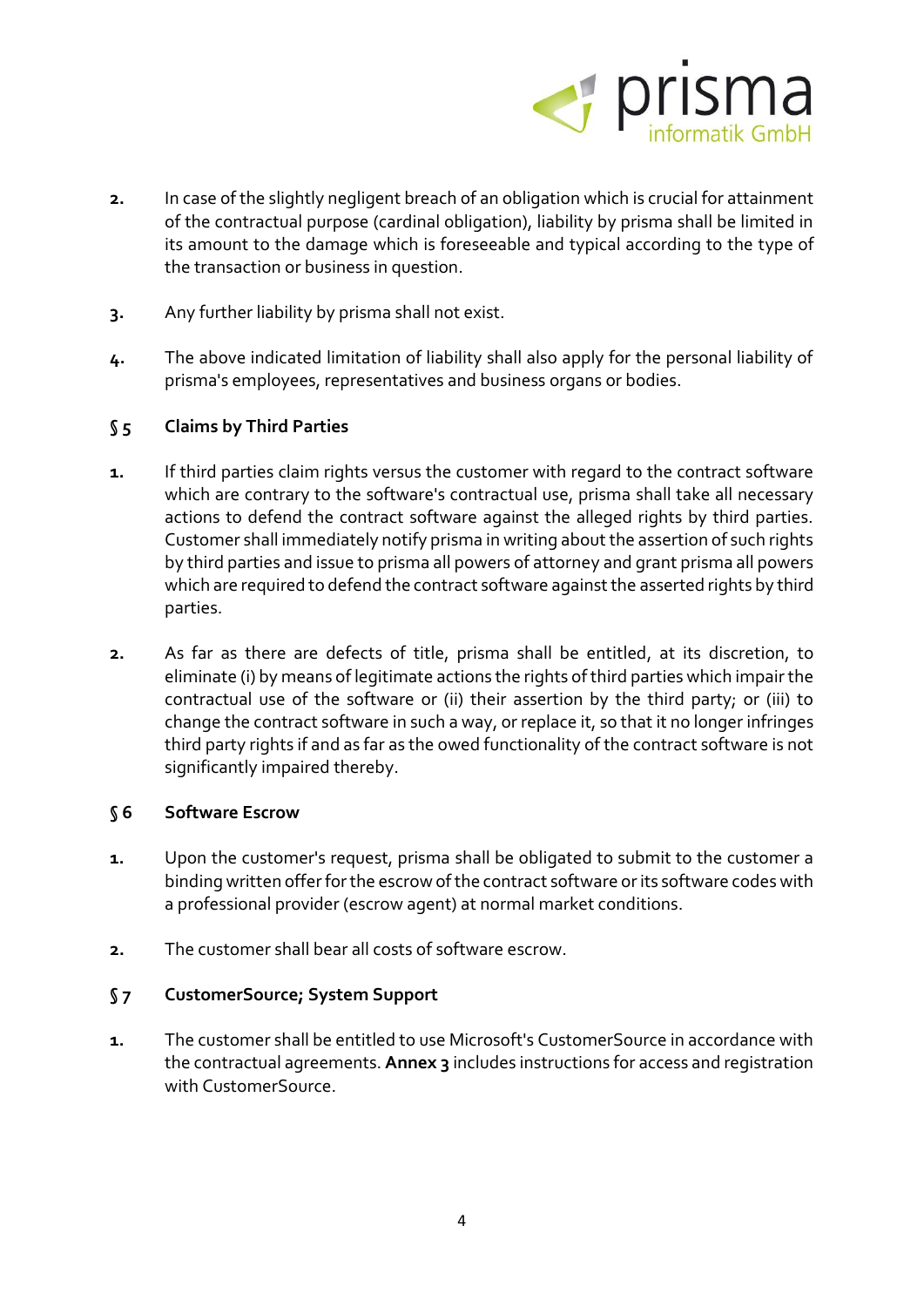**2.** In case of the slightly negligent breach of an obligation which is crucial for attainment of the contractual purpose (cardinal obligation), liability by prisma shall be limited in its amount to the damage which is foreseeable and typical according to the type of the transaction or business in question.

**3.** Any further liability by prisma shall not exist.

**4.** The above indicated limitation of liability shall also apply for the personal liability of prisma's employees, representatives and business organs or bodies.

## § 5 Claims by Third Parties

**1.** If third parties claim rights versus the customer with regard to the contract software which are contrary to the software's contractual use, prisma shall take all necessary actions to defend the contract software against the alleged rights by third parties. Customer shall immediately notify prisma in writing about the assertion of such rights by third parties and issue to prisma all powers of attorney and grant prisma all powers which are required to defend the contract software against the asserted rights by third parties.

**2.** As far as there are defects of title, prisma shall be entitled, at its discretion, to eliminate (i) by means of legitimate actions the rights of third parties which impair the contractual use of the software or (ii) their assertion by the third party; or (iii) to change the contract software in such a way, or replace it, so that it no longer infringes third party rights if and as far as the owed functionality of the contract software is not significantly impaired thereby.

## § 6 Software Escrow

**1.** Upon the customer's request, prisma shall be obligated to submit to the customer a binding written offer for the escrow of the contract software or its software codes with a professional provider (escrow agent) at normal market conditions.

**2.** The customer shall bear all costs of software escrow.

## § 7 CustomerSource; System Support

**1.** The customer shall be entitled to use Microsoft's CustomerSource in accordance with the contractual agreements. **Annex 3** includes instructions for access and registration with CustomerSource.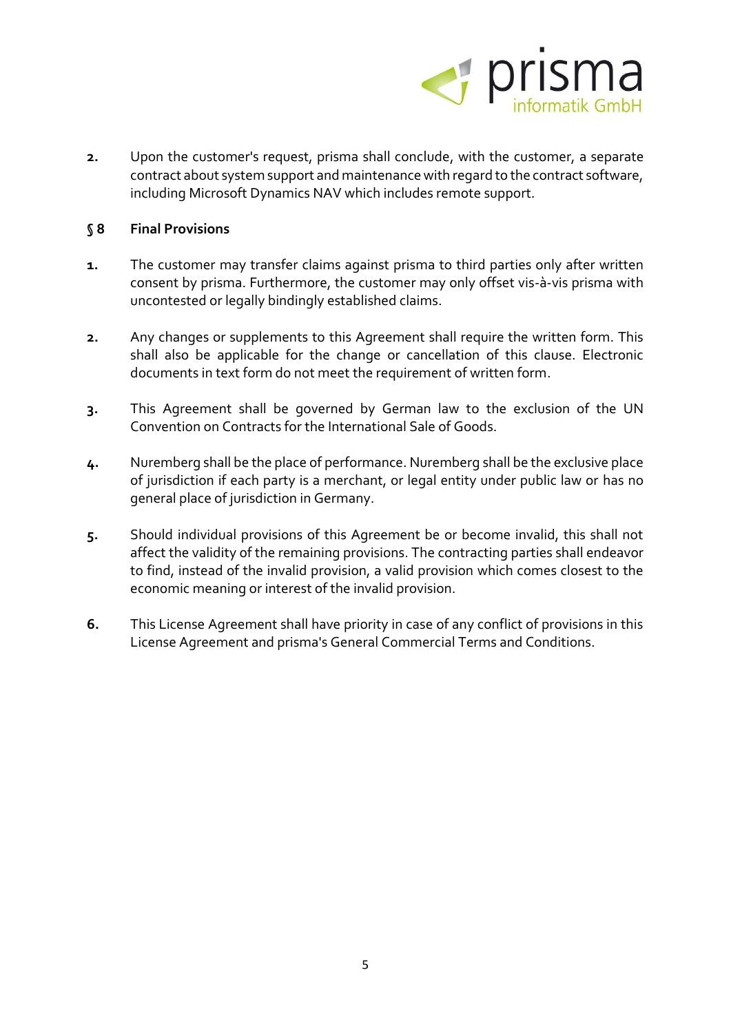**2.** Upon the customer's request, prisma shall conclude, with the customer, a separate contract about system support and maintenance with regard to the contract software, including Microsoft Dynamics NAV which includes remote support.

## § 8 Final Provisions

**1.** The customer may transfer claims against prisma to third parties only after written consent by prisma. Furthermore, the customer may only offset vis-à-vis prisma with uncontested or legally bindingly established claims.

**2.** Any changes or supplements to this Agreement shall require the written form. This shall also be applicable for the change or cancellation of this clause. Electronic documents in text form do not meet the requirement of written form.

**3.** This Agreement shall be governed by German law to the exclusion of the UN Convention on Contracts for the International Sale of Goods.

**4.** Nuremberg shall be the place of performance. Nuremberg shall be the exclusive place of jurisdiction if each party is a merchant, or legal entity under public law or has no general place of jurisdiction in Germany.

**5.** Should individual provisions of this Agreement be or become invalid, this shall not affect the validity of the remaining provisions. The contracting parties shall endeavor to find, instead of the invalid provision, a valid provision which comes closest to the economic meaning or interest of the invalid provision.

**6.** This License Agreement shall have priority in case of any conflict of provisions in this License Agreement and prisma's General Commercial Terms and Conditions.